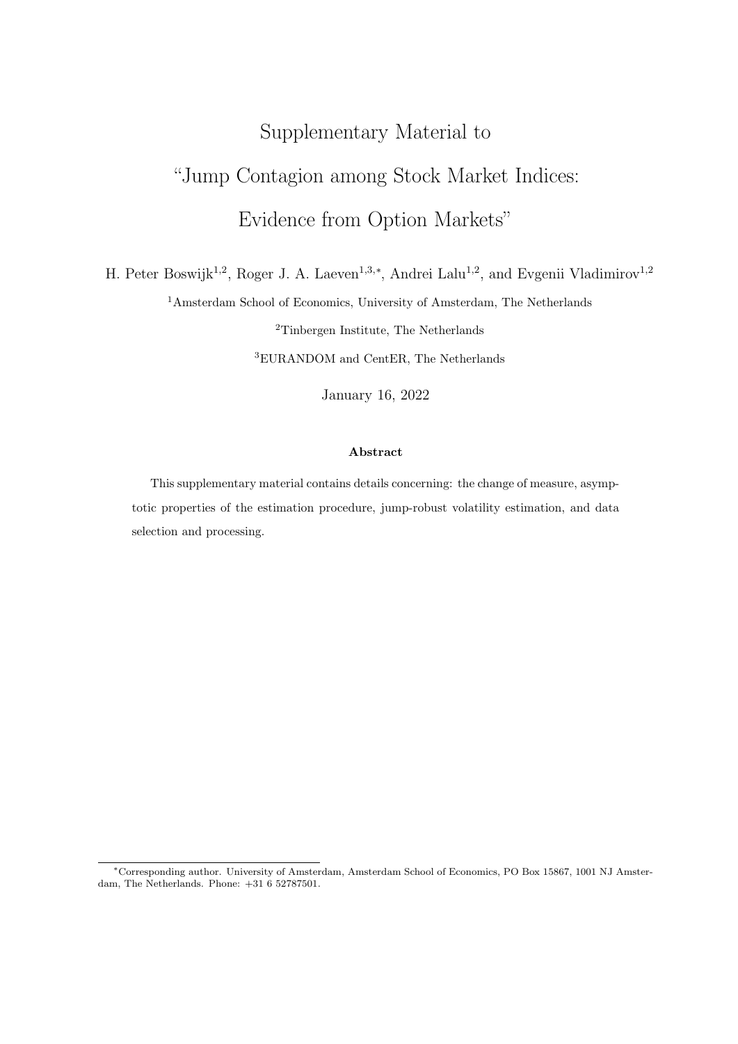# Supplementary Material to
# "Jump Contagion among Stock Market Indices: Evidence from Option Markets"

H. Peter Boswijk[1,2], Roger J. A. Laeven[1,3,*], Andrei Lalu[1,2], and Evgenii Vladimirov[1,2]

[1]Amsterdam School of Economics, University of Amsterdam, The Netherlands

[2]Tinbergen Institute, The Netherlands

[3]EURANDOM and CentER, The Netherlands

January 16, 2022

**Abstract**

This supplementary material contains details concerning: the change of measure, asymptotic properties of the estimation procedure, jump-robust volatility estimation, and data selection and processing.

---

[*]Corresponding author. University of Amsterdam, Amsterdam School of Economics, PO Box 15867, 1001 NJ Amsterdam, The Netherlands. Phone: +31 6 52787501.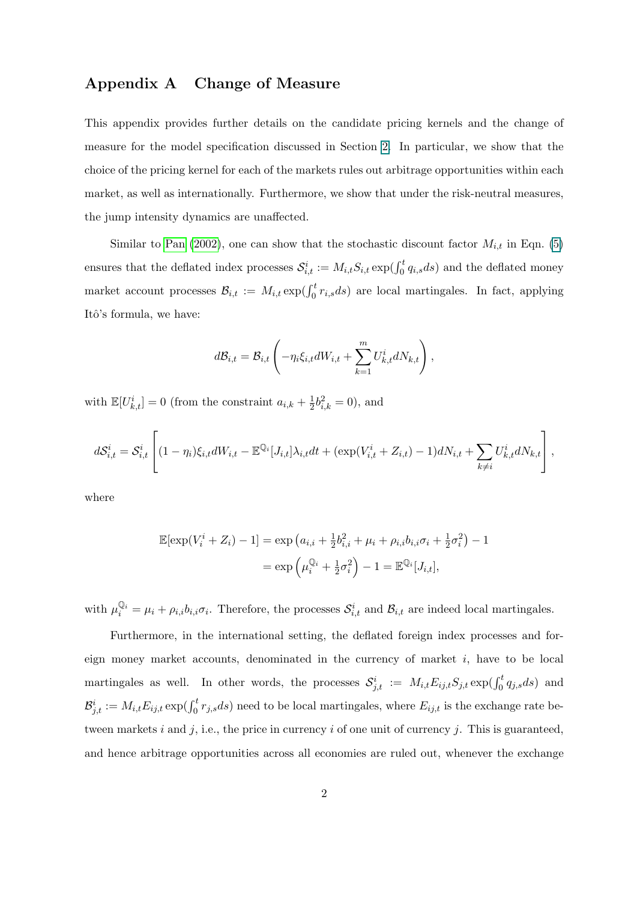# Appendix A Change of Measure

This appendix provides further details on the candidate pricing kernels and the change of measure for the model specification discussed in Section 2. In particular, we show that the choice of the pricing kernel for each of the markets rules out arbitrage opportunities within each market, as well as internationally. Furthermore, we show that under the risk-neutral measures, the jump intensity dynamics are unaffected.

Similar to Pan (2002), one can show that the stochastic discount factor $M_{i,t}$ in Eqn. (5) ensures that the deflated index processes $\mathcal{S}^i_{i,t} := M_{i,t} S_{i,t} \exp(\int_0^t q_{i,s} ds)$ and the deflated money market account processes $\mathcal{B}_{i,t} := M_{i,t} \exp(\int_0^t r_{i,s} ds)$ are local martingales. In fact, applying Itô's formula, we have:

$$d\mathcal{B}_{i,t} = \mathcal{B}_{i,t} \left( -\eta_i \xi_{i,t} dW_{i,t} + \sum_{k=1}^{m} U^i_{k,t} dN_{k,t} \right),$$

with $\mathbb{E}[U^i_{k,t}] = 0$ (from the constraint $a_{i,k} + \frac{1}{2} b^2_{i,k} = 0$), and

$$d\mathcal{S}^i_{i,t} = \mathcal{S}^i_{i,t} \left[ (1 - \eta_i) \xi_{i,t} dW_{i,t} - \mathbb{E}^{\mathbb{Q}_i}[J_{i,t}] \lambda_{i,t} dt + (\exp(V^i_{i,t} + Z_{i,t}) - 1) dN_{i,t} + \sum_{k \neq i} U^i_{k,t} dN_{k,t} \right],$$

where

$$\begin{aligned} \mathbb{E}[\exp(V^i_i + Z_i) - 1] &= \exp\left(a_{i,i} + \tfrac{1}{2} b^2_{i,i} + \mu_i + \rho_{i,i} b_{i,i} \sigma_i + \tfrac{1}{2} \sigma^2_i\right) - 1 \\ &= \exp\left(\mu^{\mathbb{Q}_i}_i + \tfrac{1}{2} \sigma^2_i\right) - 1 = \mathbb{E}^{\mathbb{Q}_i}[J_{i,t}], \end{aligned}$$

with $\mu^{\mathbb{Q}_i}_i = \mu_i + \rho_{i,i} b_{i,i} \sigma_i$. Therefore, the processes $\mathcal{S}^i_{i,t}$ and $\mathcal{B}_{i,t}$ are indeed local martingales.

Furthermore, in the international setting, the deflated foreign index processes and foreign money market accounts, denominated in the currency of market $i$, have to be local martingales as well. In other words, the processes $\mathcal{S}^i_{j,t} := M_{i,t} E_{ij,t} S_{j,t} \exp(\int_0^t q_{j,s} ds)$ and $\mathcal{B}^i_{j,t} := M_{i,t} E_{ij,t} \exp(\int_0^t r_{j,s} ds)$ need to be local martingales, where $E_{ij,t}$ is the exchange rate between markets $i$ and $j$, i.e., the price in currency $i$ of one unit of currency $j$. This is guaranteed, and hence arbitrage opportunities across all economies are ruled out, whenever the exchange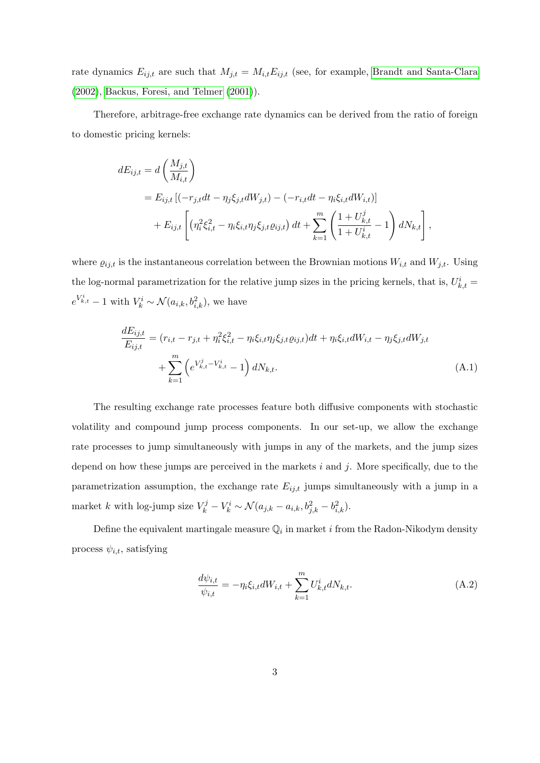rate dynamics $E_{ij,t}$ are such that $M_{j,t} = M_{i,t}E_{ij,t}$ (see, for example, Brandt and Santa-Clara (2002), Backus, Foresi, and Telmer (2001)).

Therefore, arbitrage-free exchange rate dynamics can be derived from the ratio of foreign to domestic pricing kernels:

$$
\begin{aligned}
dE_{ij,t} &= d\left(\frac{M_{j,t}}{M_{i,t}}\right) \\
&= E_{ij,t}\left[(-r_{j,t}dt - \eta_j\xi_{j,t}dW_{j,t}) - (-r_{i,t}dt - \eta_i\xi_{i,t}dW_{i,t})\right] \\
&\quad + E_{ij,t}\left[\left(\eta_i^2\xi_{i,t}^2 - \eta_i\xi_{i,t}\eta_j\xi_{j,t}\varrho_{ij,t}\right)dt + \sum_{k=1}^{m}\left(\frac{1+U_{k,t}^j}{1+U_{k,t}^i} - 1\right)dN_{k,t}\right],
\end{aligned}
$$

where $\varrho_{ij,t}$ is the instantaneous correlation between the Brownian motions $W_{i,t}$ and $W_{j,t}$. Using the log-normal parametrization for the relative jump sizes in the pricing kernels, that is, $U_{k,t}^i = e^{V_{k,t}^i} - 1$ with $V_k^i \sim \mathcal{N}(a_{i,k}, b_{i,k}^2)$, we have

$$
\begin{aligned}
\frac{dE_{ij,t}}{E_{ij,t}} &= (r_{i,t} - r_{j,t} + \eta_i^2\xi_{i,t}^2 - \eta_i\xi_{i,t}\eta_j\xi_{j,t}\varrho_{ij,t})dt + \eta_i\xi_{i,t}dW_{i,t} - \eta_j\xi_{j,t}dW_{j,t} \\
&\quad + \sum_{k=1}^{m}\left(e^{V_{k,t}^j - V_{k,t}^i} - 1\right)dN_{k,t}.
\end{aligned} \tag{A.1}
$$

The resulting exchange rate processes feature both diffusive components with stochastic volatility and compound jump process components. In our set-up, we allow the exchange rate processes to jump simultaneously with jumps in any of the markets, and the jump sizes depend on how these jumps are perceived in the markets $i$ and $j$. More specifically, due to the parametrization assumption, the exchange rate $E_{ij,t}$ jumps simultaneously with a jump in a market $k$ with log-jump size $V_k^j - V_k^i \sim \mathcal{N}(a_{j,k} - a_{i,k}, b_{j,k}^2 - b_{i,k}^2)$.

Define the equivalent martingale measure $\mathbb{Q}_i$ in market $i$ from the Radon-Nikodym density process $\psi_{i,t}$, satisfying

$$
\frac{d\psi_{i,t}}{\psi_{i,t}} = -\eta_i\xi_{i,t}dW_{i,t} + \sum_{k=1}^{m}U_{k,t}^i dN_{k,t}. \tag{A.2}
$$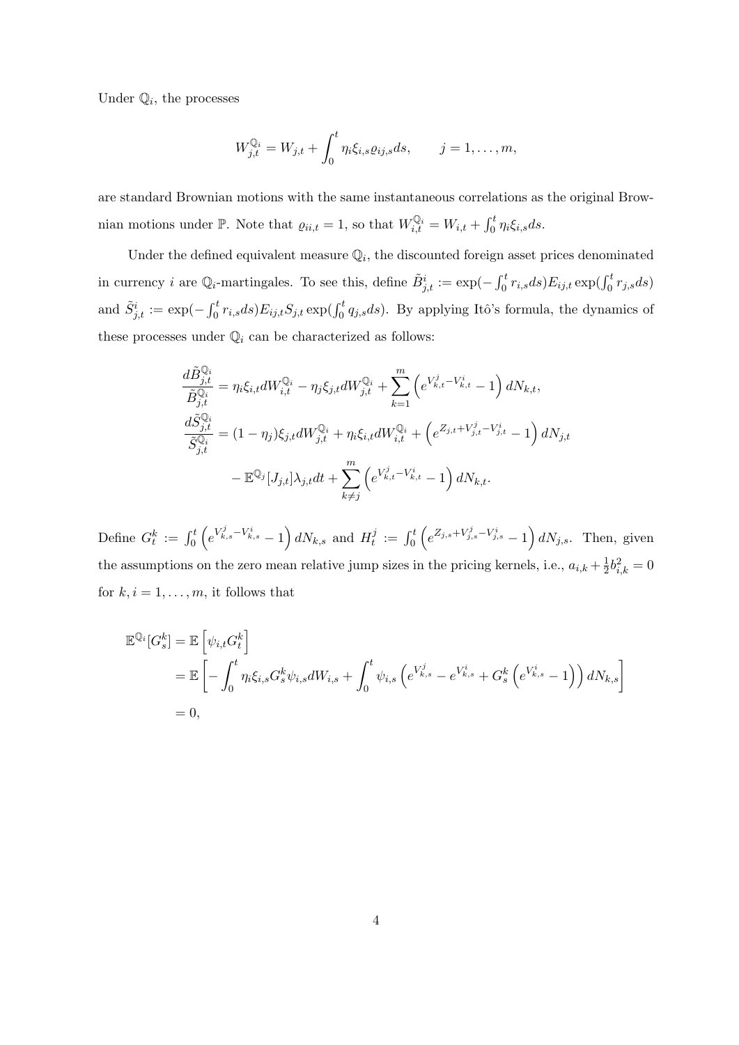Under $\mathbb{Q}_i$, the processes

$$
W^{\mathbb{Q}_i}_{j,t} = W_{j,t} + \int_0^t \eta_i \xi_{i,s} \varrho_{ij,s} ds, \qquad j = 1, \ldots, m,
$$

are standard Brownian motions with the same instantaneous correlations as the original Brownian motions under $\mathbb{P}$. Note that $\varrho_{ii,t} = 1$, so that $W^{\mathbb{Q}_i}_{i,t} = W_{i,t} + \int_0^t \eta_i \xi_{i,s} ds$.

Under the defined equivalent measure $\mathbb{Q}_i$, the discounted foreign asset prices denominated in currency $i$ are $\mathbb{Q}_i$-martingales. To see this, define $\tilde{B}^i_{j,t} := \exp(-\int_0^t r_{i,s} ds) E_{ij,t} \exp(\int_0^t r_{j,s} ds)$ and $\tilde{S}^i_{j,t} := \exp(-\int_0^t r_{i,s} ds) E_{ij,t} S_{j,t} \exp(\int_0^t q_{j,s} ds)$. By applying Itô's formula, the dynamics of these processes under $\mathbb{Q}_i$ can be characterized as follows:

$$
\begin{aligned}
\frac{d\tilde{B}^{\mathbb{Q}_i}_{j,t}}{\tilde{B}^{\mathbb{Q}_i}_{j,t}} &= \eta_i \xi_{i,t} dW^{\mathbb{Q}_i}_{i,t} - \eta_j \xi_{j,t} dW^{\mathbb{Q}_i}_{j,t} + \sum_{k=1}^m \left( e^{V^j_{k,t} - V^i_{k,t}} - 1 \right) dN_{k,t}, \\
\frac{d\tilde{S}^{\mathbb{Q}_i}_{j,t}}{\tilde{S}^{\mathbb{Q}_i}_{j,t}} &= (1 - \eta_j) \xi_{j,t} dW^{\mathbb{Q}_i}_{j,t} + \eta_i \xi_{i,t} dW^{\mathbb{Q}_i}_{i,t} + \left( e^{Z_{j,t} + V^j_{j,t} - V^i_{j,t}} - 1 \right) dN_{j,t} \\
&\quad - \mathbb{E}^{\mathbb{Q}_j}[J_{j,t}] \lambda_{j,t} dt + \sum_{k \neq j}^m \left( e^{V^j_{k,t} - V^i_{k,t}} - 1 \right) dN_{k,t}.
\end{aligned}
$$

Define $G^k_t := \int_0^t \left( e^{V^j_{k,s} - V^i_{k,s}} - 1 \right) dN_{k,s}$ and $H^j_t := \int_0^t \left( e^{Z_{j,s} + V^j_{j,s} - V^i_{j,s}} - 1 \right) dN_{j,s}$. Then, given the assumptions on the zero mean relative jump sizes in the pricing kernels, i.e., $a_{i,k} + \frac{1}{2} b^2_{i,k} = 0$ for $k, i = 1, \ldots, m$, it follows that

$$
\begin{aligned}
\mathbb{E}^{\mathbb{Q}_i}[G^k_s] &= \mathbb{E}\left[ \psi_{i,t} G^k_t \right] \\
&= \mathbb{E}\left[ - \int_0^t \eta_i \xi_{i,s} G^k_s \psi_{i,s} dW_{i,s} + \int_0^t \psi_{i,s} \left( e^{V^j_{k,s}} - e^{V^i_{k,s}} + G^k_s \left( e^{V_{k,s}} - 1 \right) \right) dN_{k,s} \right] \\
&= 0,
\end{aligned}
$$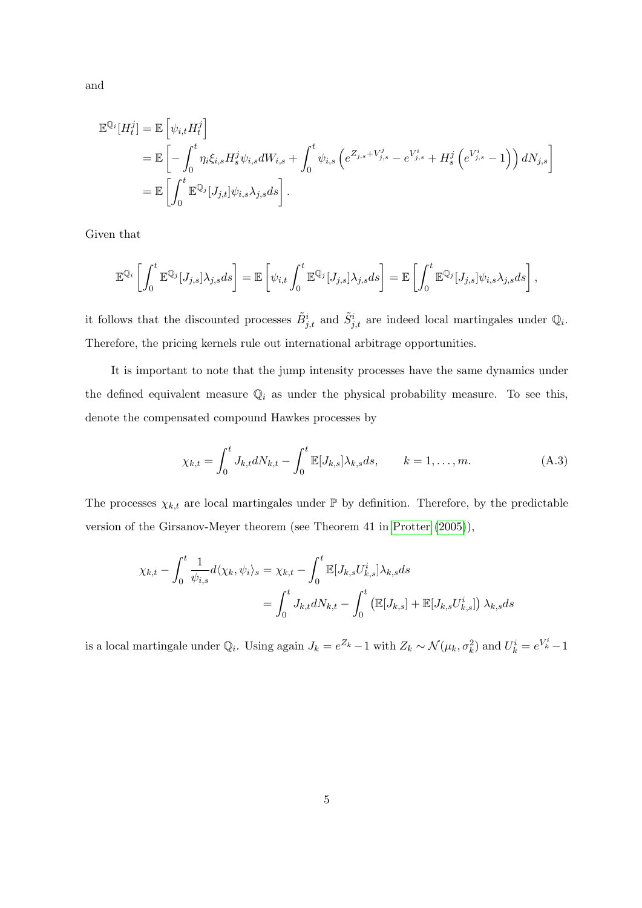and

$$
\begin{aligned}
\mathbb{E}^{\mathbb{Q}_i}[H_t^j] &= \mathbb{E}\left[\psi_{i,t} H_t^j\right] \\
&= \mathbb{E}\left[-\int_0^t \eta_i \xi_{i,s} H_s^j \psi_{i,s} dW_{i,s} + \int_0^t \psi_{i,s}\left(e^{Z_{j,s}+V_{j,s}^j} - e^{V_{j,s}^i} + H_s^j\left(e^{V_{j,s}^i} - 1\right)\right) dN_{j,s}\right] \\
&= \mathbb{E}\left[\int_0^t \mathbb{E}^{\mathbb{Q}_j}[J_{j,t}] \psi_{i,s} \lambda_{j,s} ds\right].
\end{aligned}
$$

Given that

$$
\mathbb{E}^{\mathbb{Q}_i}\left[\int_0^t \mathbb{E}^{\mathbb{Q}_j}[J_{j,s}] \lambda_{j,s} ds\right] = \mathbb{E}\left[\psi_{i,t} \int_0^t \mathbb{E}^{\mathbb{Q}_j}[J_{j,s}] \lambda_{j,s} ds\right] = \mathbb{E}\left[\int_0^t \mathbb{E}^{\mathbb{Q}_j}[J_{j,s}] \psi_{i,s} \lambda_{j,s} ds\right],
$$

it follows that the discounted processes $\tilde{B}_{j,t}^i$ and $\tilde{S}_{j,t}^i$ are indeed local martingales under $\mathbb{Q}_i$. Therefore, the pricing kernels rule out international arbitrage opportunities.

It is important to note that the jump intensity processes have the same dynamics under the defined equivalent measure $\mathbb{Q}_i$ as under the physical probability measure. To see this, denote the compensated compound Hawkes processes by

$$
\chi_{k,t} = \int_0^t J_{k,t} dN_{k,t} - \int_0^t \mathbb{E}[J_{k,s}] \lambda_{k,s} ds, \qquad k = 1, \ldots, m. \tag{A.3}
$$

The processes $\chi_{k,t}$ are local martingales under $\mathbb{P}$ by definition. Therefore, by the predictable version of the Girsanov-Meyer theorem (see Theorem 41 in Protter (2005)),

$$
\begin{aligned}
\chi_{k,t} - \int_0^t \frac{1}{\psi_{i,s}} d\langle \chi_k, \psi_i \rangle_s &= \chi_{k,t} - \int_0^t \mathbb{E}[J_{k,s} U_{k,s}^i] \lambda_{k,s} ds \\
&= \int_0^t J_{k,t} dN_{k,t} - \int_0^t \left(\mathbb{E}[J_{k,s}] + \mathbb{E}[J_{k,s} U_{k,s}^i]\right) \lambda_{k,s} ds
\end{aligned}
$$

is a local martingale under $\mathbb{Q}_i$. Using again $J_k = e^{Z_k} - 1$ with $Z_k \sim \mathcal{N}(\mu_k, \sigma_k^2)$ and $U_k^i = e^{V_k^i} - 1$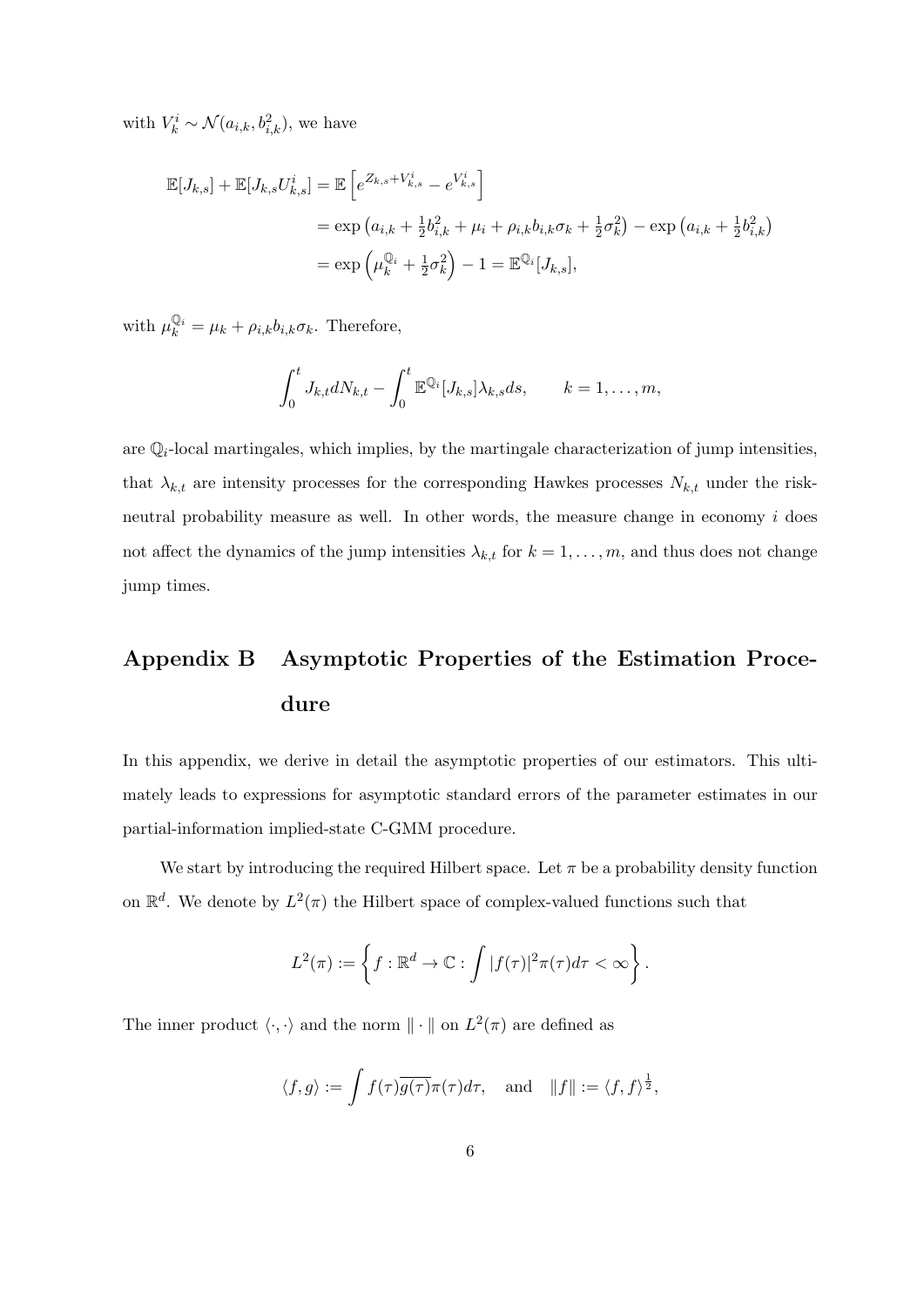with $V_k^i \sim \mathcal{N}(a_{i,k}, b_{i,k}^2)$, we have

$$
\begin{aligned}
\mathbb{E}[J_{k,s}] + \mathbb{E}[J_{k,s}U_{k,s}^i] &= \mathbb{E}\left[e^{Z_{k,s}+V_{k,s}^i} - e^{V_{k,s}^i}\right] \\
&= \exp\left(a_{i,k} + \tfrac{1}{2}b_{i,k}^2 + \mu_i + \rho_{i,k}b_{i,k}\sigma_k + \tfrac{1}{2}\sigma_k^2\right) - \exp\left(a_{i,k} + \tfrac{1}{2}b_{i,k}^2\right) \\
&= \exp\left(\mu_k^{\mathbb{Q}_i} + \tfrac{1}{2}\sigma_k^2\right) - 1 = \mathbb{E}^{\mathbb{Q}_i}[J_{k,s}],
\end{aligned}
$$

with $\mu_k^{\mathbb{Q}_i} = \mu_k + \rho_{i,k}b_{i,k}\sigma_k$. Therefore,

$$
\int_0^t J_{k,t}dN_{k,t} - \int_0^t \mathbb{E}^{\mathbb{Q}_i}[J_{k,s}]\lambda_{k,s}ds, \qquad k = 1, \dots, m,
$$

are $\mathbb{Q}_i$-local martingales, which implies, by the martingale characterization of jump intensities, that $\lambda_{k,t}$ are intensity processes for the corresponding Hawkes processes $N_{k,t}$ under the risk-neutral probability measure as well. In other words, the measure change in economy $i$ does not affect the dynamics of the jump intensities $\lambda_{k,t}$ for $k = 1, \dots, m$, and thus does not change jump times.

# Appendix B Asymptotic Properties of the Estimation Procedure

In this appendix, we derive in detail the asymptotic properties of our estimators. This ultimately leads to expressions for asymptotic standard errors of the parameter estimates in our partial-information implied-state C-GMM procedure.

We start by introducing the required Hilbert space. Let $\pi$ be a probability density function on $\mathbb{R}^d$. We denote by $L^2(\pi)$ the Hilbert space of complex-valued functions such that

$$
L^2(\pi) := \left\{ f : \mathbb{R}^d \to \mathbb{C} : \int |f(\tau)|^2 \pi(\tau) d\tau < \infty \right\}.
$$

The inner product $\langle \cdot, \cdot \rangle$ and the norm $\| \cdot \|$ on $L^2(\pi)$ are defined as

$$
\langle f, g \rangle := \int f(\tau)\overline{g(\tau)}\pi(\tau)d\tau, \quad \text{and} \quad \|f\| := \langle f, f \rangle^{\frac{1}{2}},
$$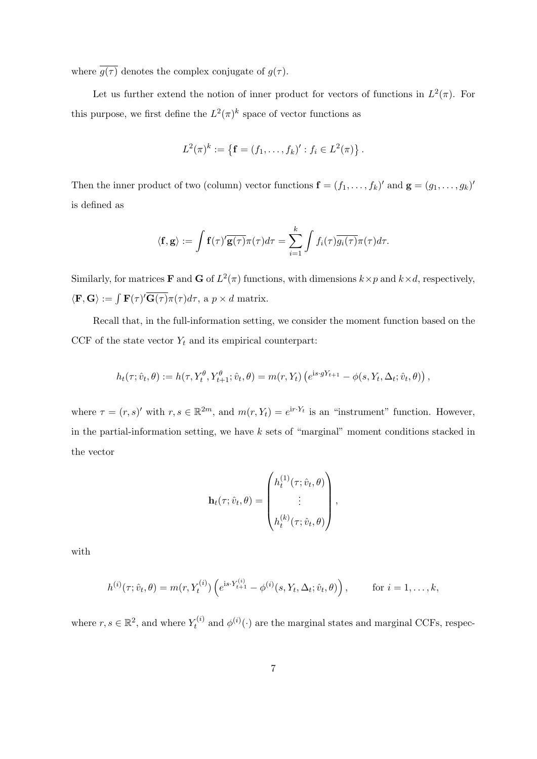where $\overline{g(\tau)}$ denotes the complex conjugate of $g(\tau)$.

Let us further extend the notion of inner product for vectors of functions in $L^2(\pi)$. For this purpose, we first define the $L^2(\pi)^k$ space of vector functions as

$$
L^2(\pi)^k := \left\{ \mathbf{f} = (f_1, \ldots, f_k)' : f_i \in L^2(\pi) \right\}.
$$

Then the inner product of two (column) vector functions $\mathbf{f} = (f_1, \ldots, f_k)'$ and $\mathbf{g} = (g_1, \ldots, g_k)'$ is defined as

$$
\langle \mathbf{f}, \mathbf{g} \rangle := \int \mathbf{f}(\tau)' \overline{\mathbf{g}(\tau)} \pi(\tau) d\tau = \sum_{i=1}^{k} \int f_i(\tau) \overline{g_i(\tau)} \pi(\tau) d\tau.
$$

Similarly, for matrices $\mathbf{F}$ and $\mathbf{G}$ of $L^2(\pi)$ functions, with dimensions $k \times p$ and $k \times d$, respectively, $\langle \mathbf{F}, \mathbf{G} \rangle := \int \mathbf{F}(\tau)' \overline{\mathbf{G}(\tau)} \pi(\tau) d\tau$, a $p \times d$ matrix.

Recall that, in the full-information setting, we consider the moment function based on the CCF of the state vector $Y_t$ and its empirical counterpart:

$$
h_t(\tau; \hat{v}_t, \theta) := h(\tau, Y_t^\theta, Y_{t+1}^\theta; \hat{v}_t, \theta) = m(r, Y_t) \left( e^{\mathrm{i}s \cdot g Y_{t+1}} - \phi(s, Y_t, \Delta_t; \hat{v}_t, \theta) \right),
$$

where $\tau = (r, s)'$ with $r, s \in \mathbb{R}^{2m}$, and $m(r, Y_t) = e^{\mathrm{i}r \cdot Y_t}$ is an "instrument" function. However, in the partial-information setting, we have $k$ sets of "marginal" moment conditions stacked in the vector

$$
\mathbf{h}_t(\tau; \hat{v}_t, \theta) = \begin{pmatrix} h_t^{(1)}(\tau; \hat{v}_t, \theta) \\ \vdots \\ h_t^{(k)}(\tau; \hat{v}_t, \theta) \end{pmatrix},
$$

with

$$
h^{(i)}(\tau; \hat{v}_t, \theta) = m(r, Y_t^{(i)}) \left( e^{\mathrm{i}s \cdot Y_{t+1}^{(i)}} - \phi^{(i)}(s, Y_t, \Delta_t; \hat{v}_t, \theta) \right), \qquad \text{for } i = 1, \ldots, k,
$$

where $r, s \in \mathbb{R}^2$, and where $Y_t^{(i)}$ and $\phi^{(i)}(\cdot)$ are the marginal states and marginal CCFs, respec-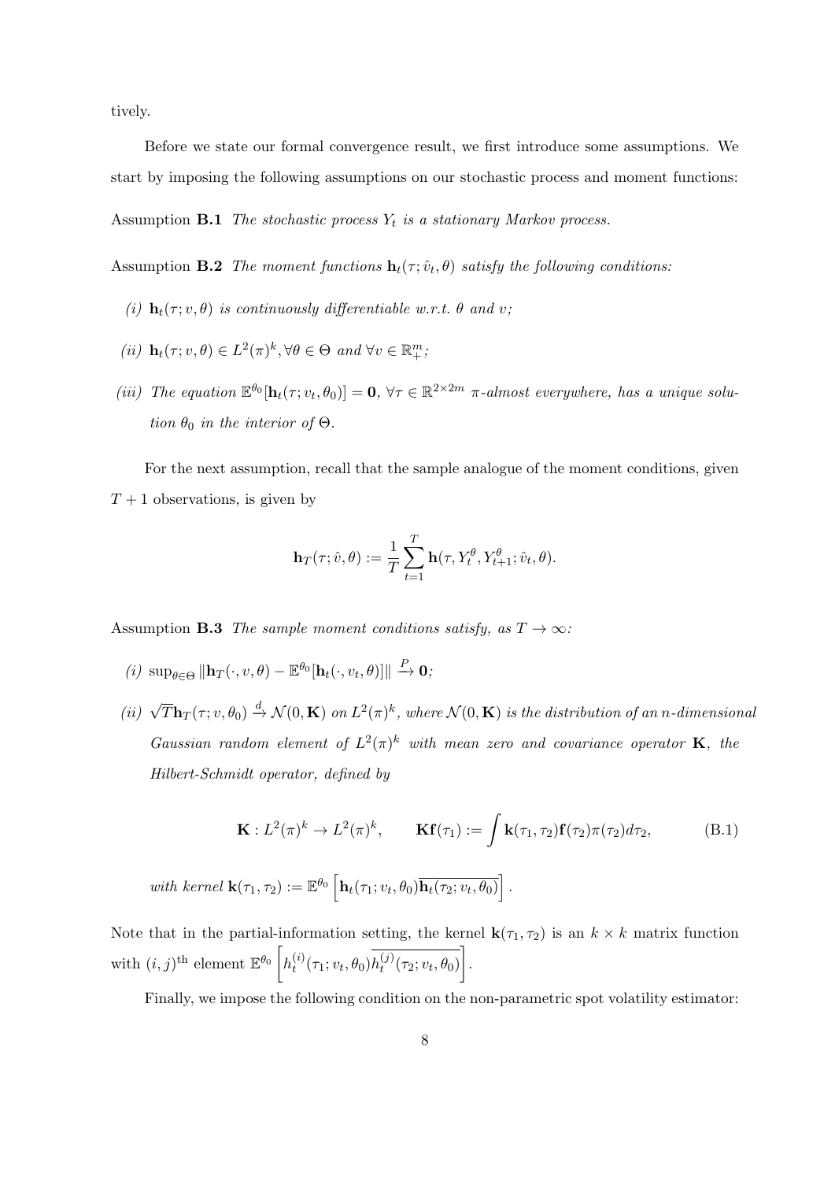tively.

Before we state our formal convergence result, we first introduce some assumptions. We start by imposing the following assumptions on our stochastic process and moment functions:

Assumption **B.1** *The stochastic process $Y_t$ is a stationary Markov process.*

Assumption **B.2** *The moment functions $\mathbf{h}_t(\tau; \hat{v}_t, \theta)$ satisfy the following conditions:*

*(i) $\mathbf{h}_t(\tau; v, \theta)$ is continuously differentiable w.r.t. $\theta$ and $v$;*

*(ii) $\mathbf{h}_t(\tau; v, \theta) \in L^2(\pi)^k, \forall \theta \in \Theta$ and $\forall v \in \mathbb{R}_+^m$;*

*(iii) The equation $\mathbb{E}^{\theta_0}[\mathbf{h}_t(\tau; v_t, \theta_0)] = \mathbf{0}$, $\forall \tau \in \mathbb{R}^{2\times 2m}$ $\pi$-almost everywhere, has a unique solution $\theta_0$ in the interior of $\Theta$.*

For the next assumption, recall that the sample analogue of the moment conditions, given $T+1$ observations, is given by

$$\mathbf{h}_T(\tau; \hat{v}, \theta) := \frac{1}{T}\sum_{t=1}^{T} \mathbf{h}(\tau, Y_t^{\theta}, Y_{t+1}^{\theta}; \hat{v}_t, \theta).$$

Assumption **B.3** *The sample moment conditions satisfy, as $T \to \infty$:*

*(i) $\sup_{\theta\in\Theta} \|\mathbf{h}_T(\cdot, v, \theta) - \mathbb{E}^{\theta_0}[\mathbf{h}_t(\cdot, v_t, \theta)]\| \xrightarrow{P} \mathbf{0}$;*

*(ii) $\sqrt{T}\mathbf{h}_T(\tau; v, \theta_0) \xrightarrow{d} \mathcal{N}(0, \mathbf{K})$ on $L^2(\pi)^k$, where $\mathcal{N}(0, \mathbf{K})$ is the distribution of an $n$-dimensional Gaussian random element of $L^2(\pi)^k$ with mean zero and covariance operator $\mathbf{K}$, the Hilbert-Schmidt operator, defined by*

$$\mathbf{K} : L^2(\pi)^k \to L^2(\pi)^k, \qquad \mathbf{K}\mathbf{f}(\tau_1) := \int \mathbf{k}(\tau_1, \tau_2)\mathbf{f}(\tau_2)\pi(\tau_2)d\tau_2, \tag{B.1}$$

*with kernel $\mathbf{k}(\tau_1, \tau_2) := \mathbb{E}^{\theta_0}\left[\mathbf{h}_t(\tau_1; v_t, \theta_0)\overline{\mathbf{h}_t(\tau_2; v_t, \theta_0)}\right]$.*

Note that in the partial-information setting, the kernel $\mathbf{k}(\tau_1, \tau_2)$ is an $k \times k$ matrix function with $(i,j)^{\text{th}}$ element $\mathbb{E}^{\theta_0}\left[h_t^{(i)}(\tau_1; v_t, \theta_0)\overline{h_t^{(j)}(\tau_2; v_t, \theta_0)}\right]$.

Finally, we impose the following condition on the non-parametric spot volatility estimator: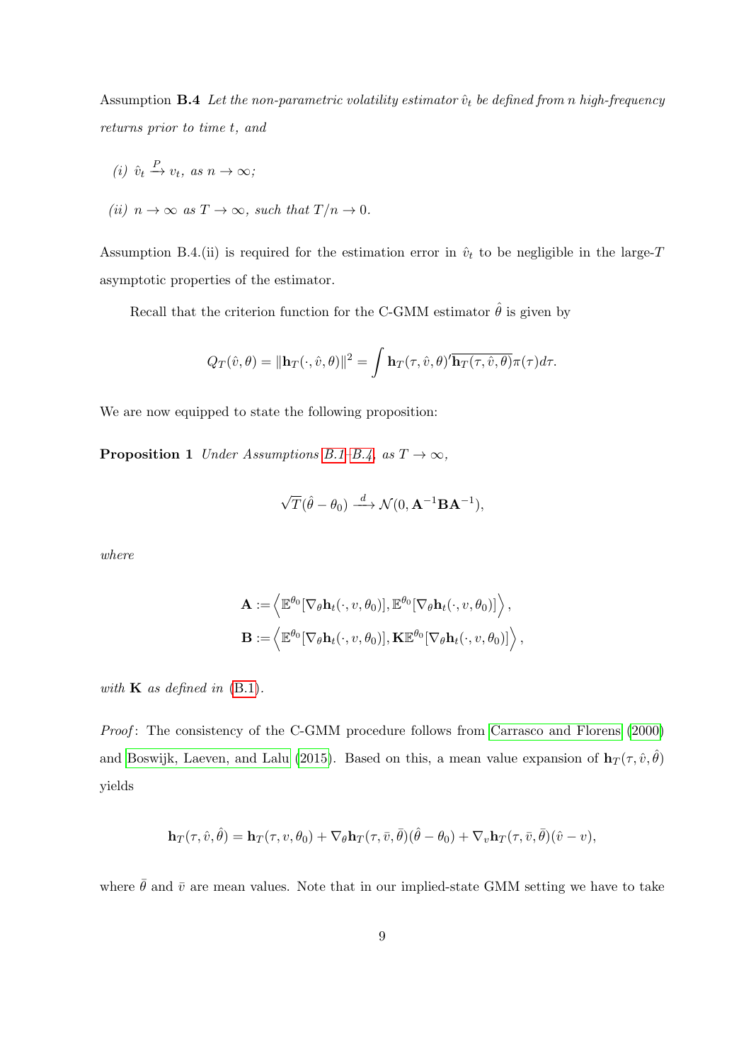**Assumption B.4** *Let the non-parametric volatility estimator $\hat{v}_t$ be defined from n high-frequency returns prior to time t, and*

*(i) $\hat{v}_t \xrightarrow{P} v_t$, as $n \to \infty$;*

*(ii) $n \to \infty$ as $T \to \infty$, such that $T/n \to 0$.*

Assumption B.4.(ii) is required for the estimation error in $\hat{v}_t$ to be negligible in the large-$T$ asymptotic properties of the estimator.

Recall that the criterion function for the C-GMM estimator $\hat{\theta}$ is given by

$$Q_T(\hat{v}, \theta) = \|\mathbf{h}_T(\cdot, \hat{v}, \theta)\|^2 = \int \mathbf{h}_T(\tau, \hat{v}, \theta)' \overline{\mathbf{h}_T(\tau, \hat{v}, \theta)} \pi(\tau) d\tau.$$

We are now equipped to state the following proposition:

**Proposition 1** *Under Assumptions B.1–B.4, as $T \to \infty$,*

$$\sqrt{T}(\hat{\theta} - \theta_0) \xrightarrow{d} \mathcal{N}(0, \mathbf{A}^{-1}\mathbf{B}\mathbf{A}^{-1}),$$

*where*

$$\mathbf{A} := \left\langle \mathbb{E}^{\theta_0}[\nabla_\theta \mathbf{h}_t(\cdot, v, \theta_0)], \mathbb{E}^{\theta_0}[\nabla_\theta \mathbf{h}_t(\cdot, v, \theta_0)] \right\rangle,$$
$$\mathbf{B} := \left\langle \mathbb{E}^{\theta_0}[\nabla_\theta \mathbf{h}_t(\cdot, v, \theta_0)], \mathbf{K}\mathbb{E}^{\theta_0}[\nabla_\theta \mathbf{h}_t(\cdot, v, \theta_0)] \right\rangle,$$

*with* $\mathbf{K}$ *as defined in* (B.1).

*Proof*: The consistency of the C-GMM procedure follows from Carrasco and Florens (2000) and Boswijk, Laeven, and Lalu (2015). Based on this, a mean value expansion of $\mathbf{h}_T(\tau, \hat{v}, \hat{\theta})$ yields

$$\mathbf{h}_T(\tau, \hat{v}, \hat{\theta}) = \mathbf{h}_T(\tau, v, \theta_0) + \nabla_\theta \mathbf{h}_T(\tau, \bar{v}, \bar{\theta})(\hat{\theta} - \theta_0) + \nabla_v \mathbf{h}_T(\tau, \bar{v}, \bar{\theta})(\hat{v} - v),$$

where $\bar{\theta}$ and $\bar{v}$ are mean values. Note that in our implied-state GMM setting we have to take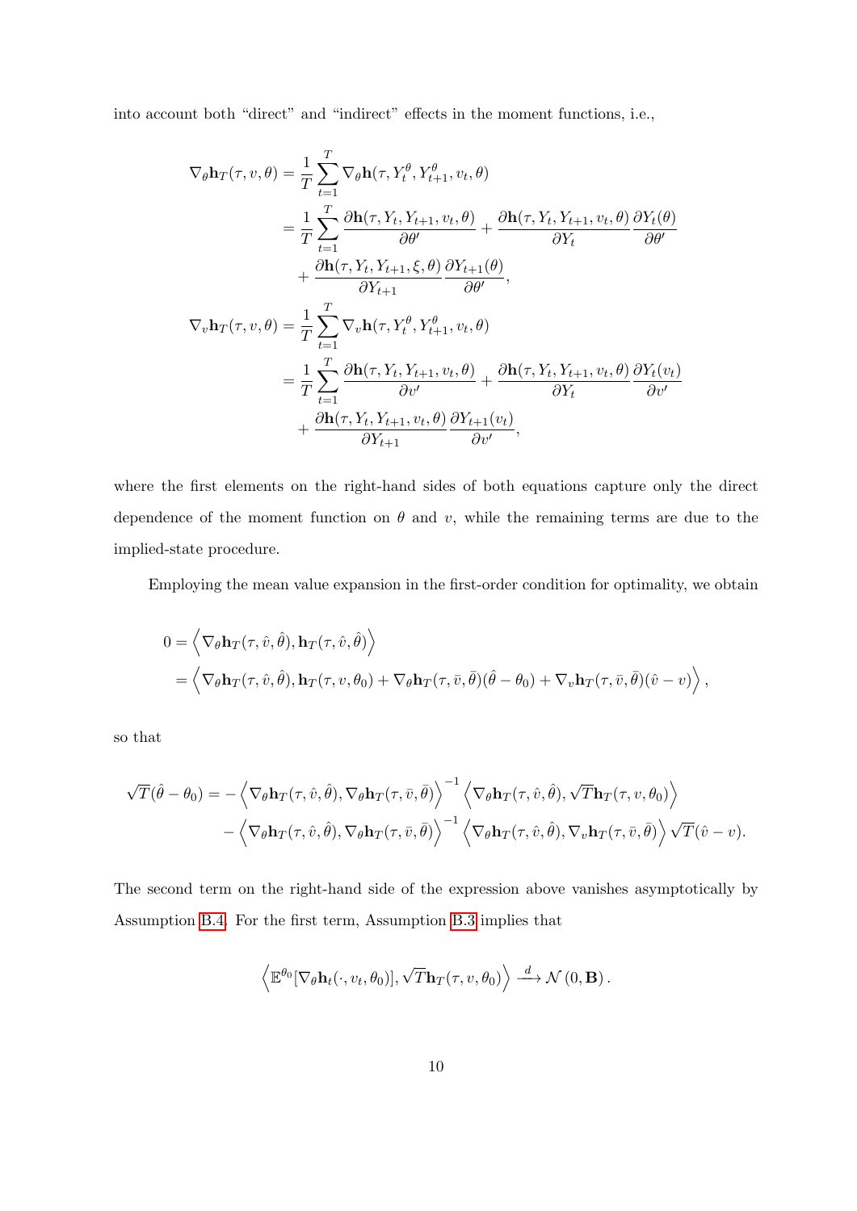into account both "direct" and "indirect" effects in the moment functions, i.e.,

$$
\begin{aligned}
\nabla_\theta \mathbf{h}_T(\tau, v, \theta) &= \frac{1}{T}\sum_{t=1}^{T} \nabla_\theta \mathbf{h}(\tau, Y_t^\theta, Y_{t+1}^\theta, v_t, \theta) \\
&= \frac{1}{T}\sum_{t=1}^{T} \frac{\partial \mathbf{h}(\tau, Y_t, Y_{t+1}, v_t, \theta)}{\partial \theta'} + \frac{\partial \mathbf{h}(\tau, Y_t, Y_{t+1}, v_t, \theta)}{\partial Y_t}\frac{\partial Y_t(\theta)}{\partial \theta'} \\
&\quad + \frac{\partial \mathbf{h}(\tau, Y_t, Y_{t+1}, \xi, \theta)}{\partial Y_{t+1}}\frac{\partial Y_{t+1}(\theta)}{\partial \theta'}, \\
\nabla_v \mathbf{h}_T(\tau, v, \theta) &= \frac{1}{T}\sum_{t=1}^{T} \nabla_v \mathbf{h}(\tau, Y_t^\theta, Y_{t+1}^\theta, v_t, \theta) \\
&= \frac{1}{T}\sum_{t=1}^{T} \frac{\partial \mathbf{h}(\tau, Y_t, Y_{t+1}, v_t, \theta)}{\partial v'} + \frac{\partial \mathbf{h}(\tau, Y_t, Y_{t+1}, v_t, \theta)}{\partial Y_t}\frac{\partial Y_t(v_t)}{\partial v'} \\
&\quad + \frac{\partial \mathbf{h}(\tau, Y_t, Y_{t+1}, v_t, \theta)}{\partial Y_{t+1}}\frac{\partial Y_{t+1}(v_t)}{\partial v'},
\end{aligned}
$$

where the first elements on the right-hand sides of both equations capture only the direct dependence of the moment function on $\theta$ and $v$, while the remaining terms are due to the implied-state procedure.

Employing the mean value expansion in the first-order condition for optimality, we obtain

$$
\begin{aligned}
0 &= \left\langle \nabla_\theta \mathbf{h}_T(\tau, \hat{v}, \hat{\theta}), \mathbf{h}_T(\tau, \hat{v}, \hat{\theta}) \right\rangle \\
&= \left\langle \nabla_\theta \mathbf{h}_T(\tau, \hat{v}, \hat{\theta}), \mathbf{h}_T(\tau, v, \theta_0) + \nabla_\theta \mathbf{h}_T(\tau, \bar{v}, \bar{\theta})(\hat{\theta} - \theta_0) + \nabla_v \mathbf{h}_T(\tau, \bar{v}, \bar{\theta})(\hat{v} - v) \right\rangle,
\end{aligned}
$$

so that

$$
\begin{aligned}
\sqrt{T}(\hat{\theta} - \theta_0) &= -\left\langle \nabla_\theta \mathbf{h}_T(\tau, \hat{v}, \hat{\theta}), \nabla_\theta \mathbf{h}_T(\tau, \bar{v}, \bar{\theta}) \right\rangle^{-1} \left\langle \nabla_\theta \mathbf{h}_T(\tau, \hat{v}, \hat{\theta}), \sqrt{T}\mathbf{h}_T(\tau, v, \theta_0) \right\rangle \\
&\quad - \left\langle \nabla_\theta \mathbf{h}_T(\tau, \hat{v}, \hat{\theta}), \nabla_\theta \mathbf{h}_T(\tau, \bar{v}, \bar{\theta}) \right\rangle^{-1} \left\langle \nabla_\theta \mathbf{h}_T(\tau, \hat{v}, \hat{\theta}), \nabla_v \mathbf{h}_T(\tau, \bar{v}, \bar{\theta}) \right\rangle \sqrt{T}(\hat{v} - v).
\end{aligned}
$$

The second term on the right-hand side of the expression above vanishes asymptotically by Assumption B.4. For the first term, Assumption B.3 implies that

$$
\left\langle \mathbb{E}^{\theta_0}[\nabla_\theta \mathbf{h}_t(\cdot, v_t, \theta_0)], \sqrt{T}\mathbf{h}_T(\tau, v, \theta_0) \right\rangle \xrightarrow{d} \mathcal{N}(0, \mathbf{B}).
$$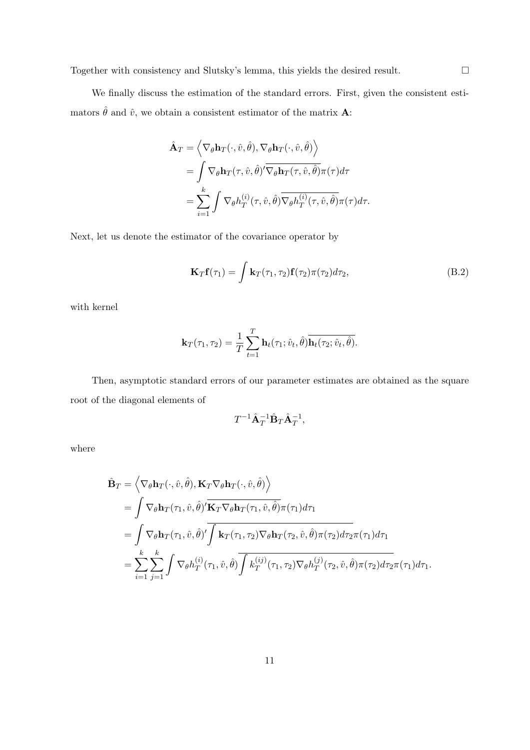Together with consistency and Slutsky's lemma, this yields the desired result. $\square$

We finally discuss the estimation of the standard errors. First, given the consistent estimators $\hat{\theta}$ and $\hat{v}$, we obtain a consistent estimator of the matrix $\mathbf{A}$:

$$
\begin{aligned}
\hat{\mathbf{A}}_T &= \left\langle \nabla_\theta \mathbf{h}_T(\cdot, \hat{v}, \hat{\theta}), \nabla_\theta \mathbf{h}_T(\cdot, \hat{v}, \hat{\theta}) \right\rangle \\
&= \int \nabla_\theta \mathbf{h}_T(\tau, \hat{v}, \hat{\theta})' \overline{\nabla_\theta \mathbf{h}_T(\tau, \hat{v}, \hat{\theta})} \pi(\tau) d\tau \\
&= \sum_{i=1}^{k} \int \nabla_\theta h_T^{(i)}(\tau, \hat{v}, \hat{\theta}) \overline{\nabla_\theta h_T^{(i)}(\tau, \hat{v}, \hat{\theta})} \pi(\tau) d\tau.
\end{aligned}
$$

Next, let us denote the estimator of the covariance operator by

$$
\mathbf{K}_T \mathbf{f}(\tau_1) = \int \mathbf{k}_T(\tau_1, \tau_2) \mathbf{f}(\tau_2) \pi(\tau_2) d\tau_2, \tag{B.2}
$$

with kernel

$$
\mathbf{k}_T(\tau_1, \tau_2) = \frac{1}{T} \sum_{t=1}^{T} \mathbf{h}_t(\tau_1; \hat{v}_t, \hat{\theta}) \overline{\mathbf{h}_t(\tau_2; \hat{v}_t, \hat{\theta})}.
$$

Then, asymptotic standard errors of our parameter estimates are obtained as the square root of the diagonal elements of

$$
T^{-1} \hat{\mathbf{A}}_T^{-1} \hat{\mathbf{B}}_T \hat{\mathbf{A}}_T^{-1},
$$

where

$$
\begin{aligned}
\hat{\mathbf{B}}_T &= \left\langle \nabla_\theta \mathbf{h}_T(\cdot, \hat{v}, \hat{\theta}), \mathbf{K}_T \nabla_\theta \mathbf{h}_T(\cdot, \hat{v}, \hat{\theta}) \right\rangle \\
&= \int \nabla_\theta \mathbf{h}_T(\tau_1, \hat{v}, \hat{\theta})' \overline{\mathbf{K}_T \nabla_\theta \mathbf{h}_T(\tau_1, \hat{v}, \hat{\theta})} \pi(\tau_1) d\tau_1 \\
&= \int \nabla_\theta \mathbf{h}_T(\tau_1, \hat{v}, \hat{\theta})' \overline{\int \mathbf{k}_T(\tau_1, \tau_2) \nabla_\theta \mathbf{h}_T(\tau_2, \hat{v}, \hat{\theta}) \pi(\tau_2) d\tau_2} \pi(\tau_1) d\tau_1 \\
&= \sum_{i=1}^{k} \sum_{j=1}^{k} \int \nabla_\theta h_T^{(i)}(\tau_1, \hat{v}, \hat{\theta}) \overline{\int k_T^{(ij)}(\tau_1, \tau_2) \nabla_\theta h_T^{(j)}(\tau_2, \hat{v}, \hat{\theta}) \pi(\tau_2) d\tau_2} \pi(\tau_1) d\tau_1.
\end{aligned}
$$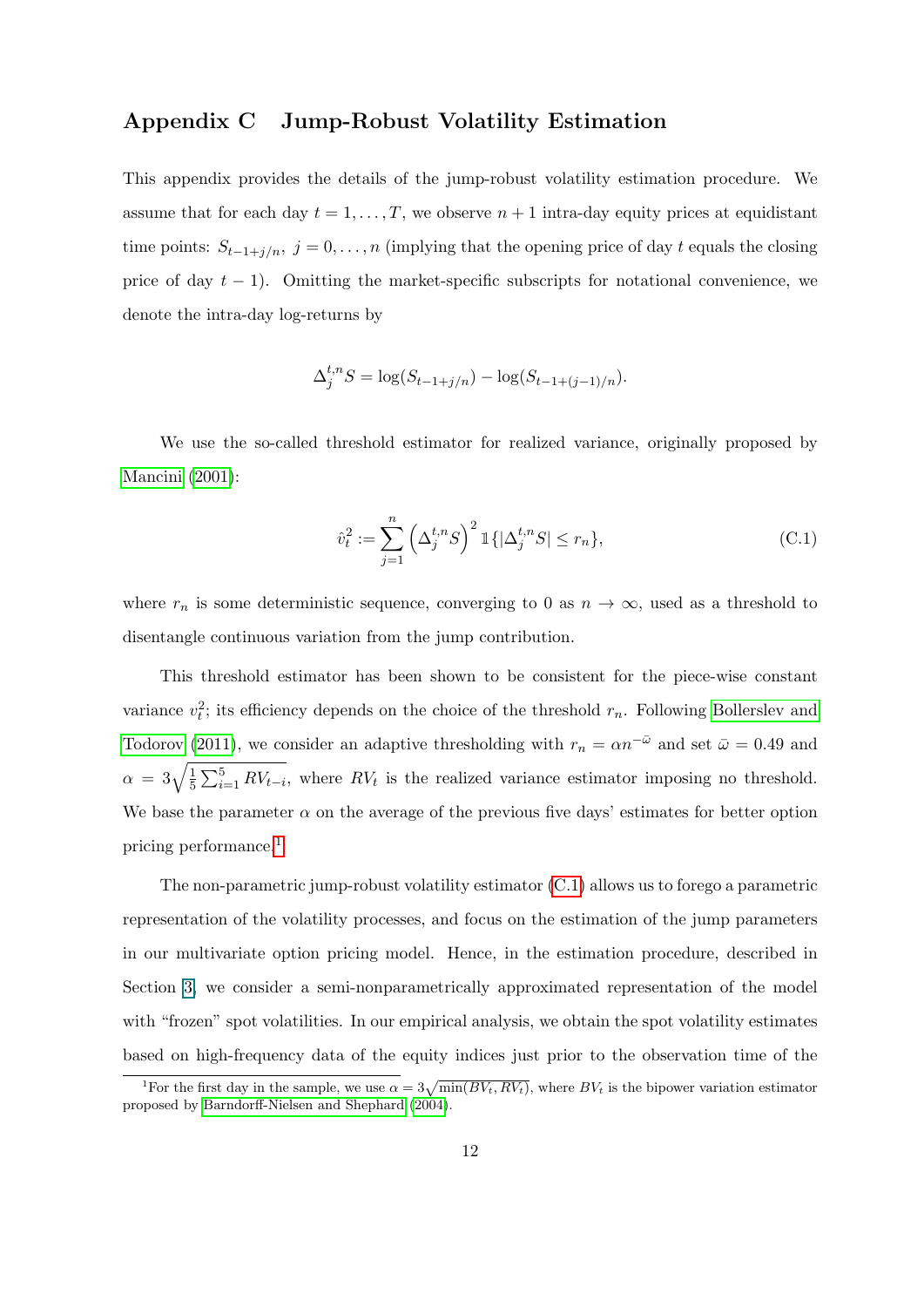## Appendix C Jump-Robust Volatility Estimation

This appendix provides the details of the jump-robust volatility estimation procedure. We assume that for each day $t = 1, \ldots, T$, we observe $n+1$ intra-day equity prices at equidistant time points: $S_{t-1+j/n}$, $j = 0, \ldots, n$ (implying that the opening price of day $t$ equals the closing price of day $t-1$). Omitting the market-specific subscripts for notational convenience, we denote the intra-day log-returns by

$$\Delta_j^{t,n} S = \log(S_{t-1+j/n}) - \log(S_{t-1+(j-1)/n}).$$

We use the so-called threshold estimator for realized variance, originally proposed by Mancini (2001):

$$\hat{v}_t^2 := \sum_{j=1}^{n} \left(\Delta_j^{t,n} S\right)^2 \mathbb{1}\{|\Delta_j^{t,n} S| \leq r_n\}, \tag{C.1}$$

where $r_n$ is some deterministic sequence, converging to 0 as $n \to \infty$, used as a threshold to disentangle continuous variation from the jump contribution.

This threshold estimator has been shown to be consistent for the piece-wise constant variance $v_t^2$; its efficiency depends on the choice of the threshold $r_n$. Following Bollerslev and Todorov (2011), we consider an adaptive thresholding with $r_n = \alpha n^{-\bar{\omega}}$ and set $\bar{\omega} = 0.49$ and $\alpha = 3\sqrt{\frac{1}{5}\sum_{i=1}^{5} RV_{t-i}}$, where $RV_t$ is the realized variance estimator imposing no threshold. We base the parameter $\alpha$ on the average of the previous five days' estimates for better option pricing performance.[1]

The non-parametric jump-robust volatility estimator (C.1) allows us to forego a parametric representation of the volatility processes, and focus on the estimation of the jump parameters in our multivariate option pricing model. Hence, in the estimation procedure, described in Section 3, we consider a semi-nonparametrically approximated representation of the model with "frozen" spot volatilities. In our empirical analysis, we obtain the spot volatility estimates based on high-frequency data of the equity indices just prior to the observation time of the

[1] For the first day in the sample, we use $\alpha = 3\sqrt{\min(BV_t, RV_t)}$, where $BV_t$ is the bipower variation estimator proposed by Barndorff-Nielsen and Shephard (2004).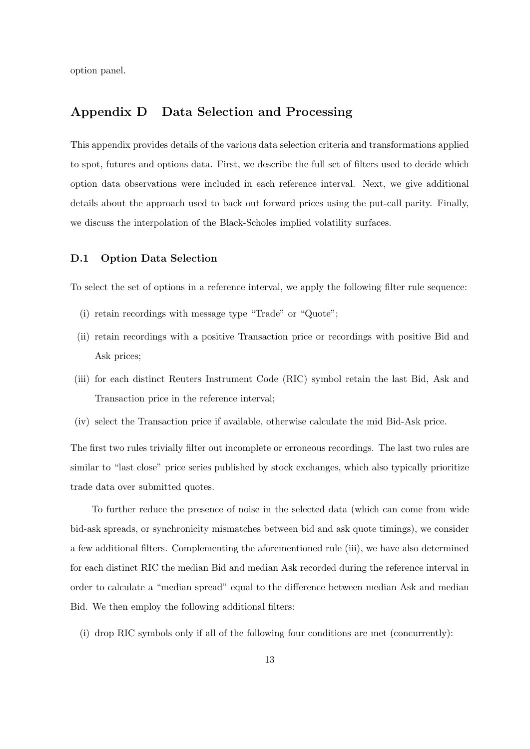option panel.

## Appendix D Data Selection and Processing

This appendix provides details of the various data selection criteria and transformations applied to spot, futures and options data. First, we describe the full set of filters used to decide which option data observations were included in each reference interval. Next, we give additional details about the approach used to back out forward prices using the put-call parity. Finally, we discuss the interpolation of the Black-Scholes implied volatility surfaces.

### D.1 Option Data Selection

To select the set of options in a reference interval, we apply the following filter rule sequence:

(i) retain recordings with message type "Trade" or "Quote";

(ii) retain recordings with a positive Transaction price or recordings with positive Bid and Ask prices;

(iii) for each distinct Reuters Instrument Code (RIC) symbol retain the last Bid, Ask and Transaction price in the reference interval;

(iv) select the Transaction price if available, otherwise calculate the mid Bid-Ask price.

The first two rules trivially filter out incomplete or erroneous recordings. The last two rules are similar to "last close" price series published by stock exchanges, which also typically prioritize trade data over submitted quotes.

To further reduce the presence of noise in the selected data (which can come from wide bid-ask spreads, or synchronicity mismatches between bid and ask quote timings), we consider a few additional filters. Complementing the aforementioned rule (iii), we have also determined for each distinct RIC the median Bid and median Ask recorded during the reference interval in order to calculate a "median spread" equal to the difference between median Ask and median Bid. We then employ the following additional filters:

(i) drop RIC symbols only if all of the following four conditions are met (concurrently):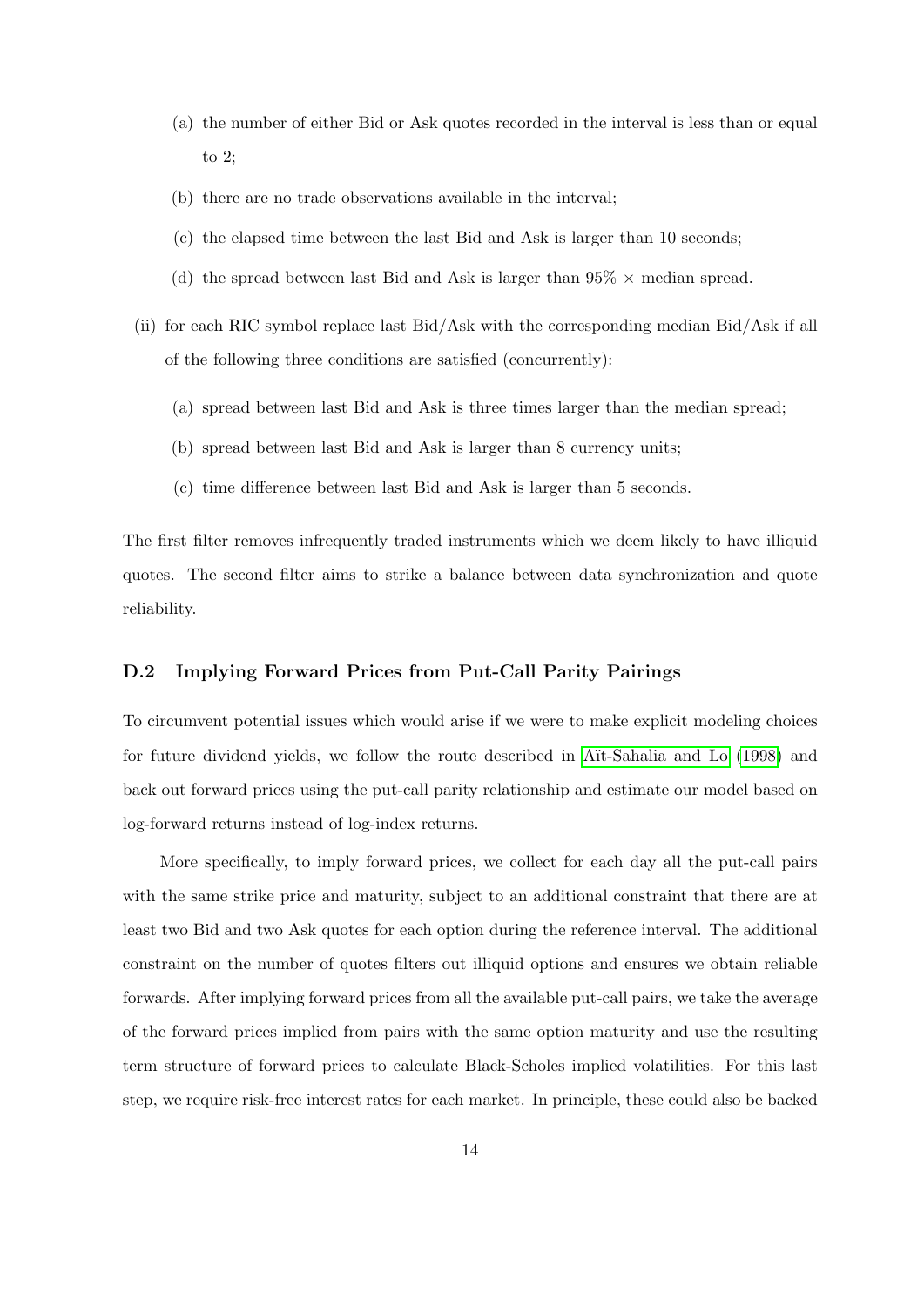(a) the number of either Bid or Ask quotes recorded in the interval is less than or equal to 2;

   (b) there are no trade observations available in the interval;

   (c) the elapsed time between the last Bid and Ask is larger than 10 seconds;

   (d) the spread between last Bid and Ask is larger than 95% $\times$ median spread.

(ii) for each RIC symbol replace last Bid/Ask with the corresponding median Bid/Ask if all of the following three conditions are satisfied (concurrently):

   (a) spread between last Bid and Ask is three times larger than the median spread;

   (b) spread between last Bid and Ask is larger than 8 currency units;

   (c) time difference between last Bid and Ask is larger than 5 seconds.

The first filter removes infrequently traded instruments which we deem likely to have illiquid quotes. The second filter aims to strike a balance between data synchronization and quote reliability.

### D.2 Implying Forward Prices from Put-Call Parity Pairings

To circumvent potential issues which would arise if we were to make explicit modeling choices for future dividend yields, we follow the route described in Aït-Sahalia and Lo (1998) and back out forward prices using the put-call parity relationship and estimate our model based on log-forward returns instead of log-index returns.

More specifically, to imply forward prices, we collect for each day all the put-call pairs with the same strike price and maturity, subject to an additional constraint that there are at least two Bid and two Ask quotes for each option during the reference interval. The additional constraint on the number of quotes filters out illiquid options and ensures we obtain reliable forwards. After implying forward prices from all the available put-call pairs, we take the average of the forward prices implied from pairs with the same option maturity and use the resulting term structure of forward prices to calculate Black-Scholes implied volatilities. For this last step, we require risk-free interest rates for each market. In principle, these could also be backed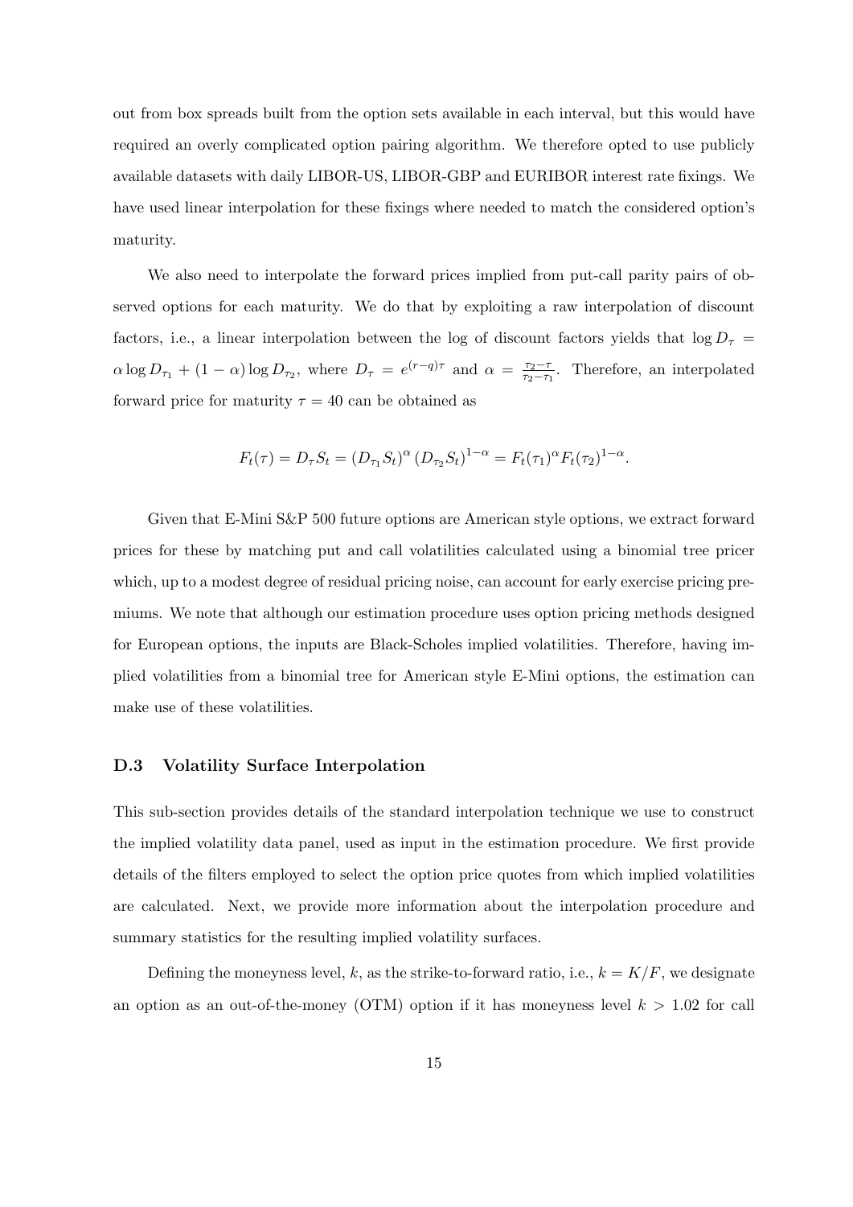out from box spreads built from the option sets available in each interval, but this would have required an overly complicated option pairing algorithm. We therefore opted to use publicly available datasets with daily LIBOR-US, LIBOR-GBP and EURIBOR interest rate fixings. We have used linear interpolation for these fixings where needed to match the considered option's maturity.

We also need to interpolate the forward prices implied from put-call parity pairs of observed options for each maturity. We do that by exploiting a raw interpolation of discount factors, i.e., a linear interpolation between the log of discount factors yields that $\log D_\tau = \alpha \log D_{\tau_1} + (1-\alpha)\log D_{\tau_2}$, where $D_\tau = e^{(r-q)\tau}$ and $\alpha = \frac{\tau_2 - \tau}{\tau_2 - \tau_1}$. Therefore, an interpolated forward price for maturity $\tau = 40$ can be obtained as

$$F_t(\tau) = D_\tau S_t = \left(D_{\tau_1} S_t\right)^{\alpha} \left(D_{\tau_2} S_t\right)^{1-\alpha} = F_t(\tau_1)^{\alpha} F_t(\tau_2)^{1-\alpha}.$$

Given that E-Mini S&P 500 future options are American style options, we extract forward prices for these by matching put and call volatilities calculated using a binomial tree pricer which, up to a modest degree of residual pricing noise, can account for early exercise pricing premiums. We note that although our estimation procedure uses option pricing methods designed for European options, the inputs are Black-Scholes implied volatilities. Therefore, having implied volatilities from a binomial tree for American style E-Mini options, the estimation can make use of these volatilities.

### D.3 Volatility Surface Interpolation

This sub-section provides details of the standard interpolation technique we use to construct the implied volatility data panel, used as input in the estimation procedure. We first provide details of the filters employed to select the option price quotes from which implied volatilities are calculated. Next, we provide more information about the interpolation procedure and summary statistics for the resulting implied volatility surfaces.

Defining the moneyness level, $k$, as the strike-to-forward ratio, i.e., $k = K/F$, we designate an option as an out-of-the-money (OTM) option if it has moneyness level $k > 1.02$ for call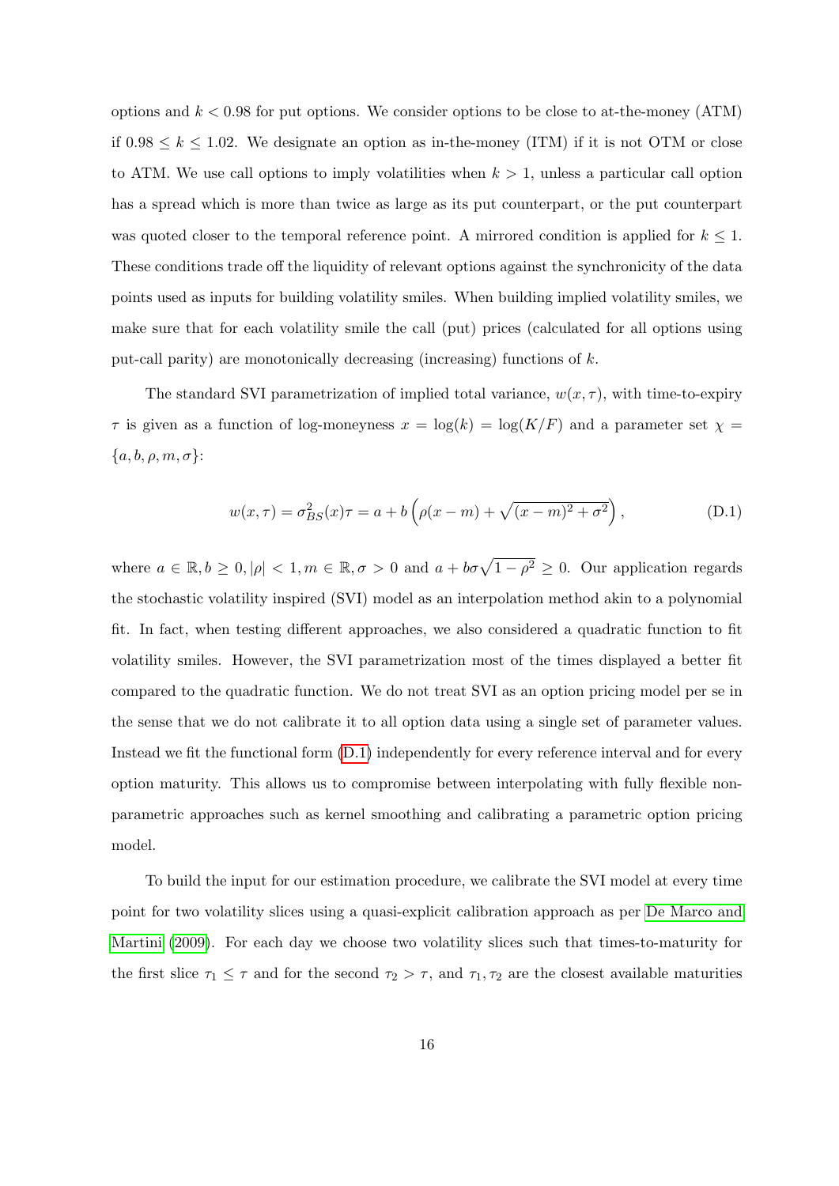options and $k < 0.98$ for put options. We consider options to be close to at-the-money (ATM) if $0.98 \leq k \leq 1.02$. We designate an option as in-the-money (ITM) if it is not OTM or close to ATM. We use call options to imply volatilities when $k > 1$, unless a particular call option has a spread which is more than twice as large as its put counterpart, or the put counterpart was quoted closer to the temporal reference point. A mirrored condition is applied for $k \leq 1$. These conditions trade off the liquidity of relevant options against the synchronicity of the data points used as inputs for building volatility smiles. When building implied volatility smiles, we make sure that for each volatility smile the call (put) prices (calculated for all options using put-call parity) are monotonically decreasing (increasing) functions of $k$.

The standard SVI parametrization of implied total variance, $w(x, \tau)$, with time-to-expiry $\tau$ is given as a function of log-moneyness $x = \log(k) = \log(K/F)$ and a parameter set $\chi = \{a, b, \rho, m, \sigma\}$:

$$w(x, \tau) = \sigma_{BS}^2(x)\tau = a + b\left(\rho(x - m) + \sqrt{(x - m)^2 + \sigma^2}\right), \tag{D.1}$$

where $a \in \mathbb{R}, b \geq 0, |\rho| < 1, m \in \mathbb{R}, \sigma > 0$ and $a + b\sigma\sqrt{1 - \rho^2} \geq 0$. Our application regards the stochastic volatility inspired (SVI) model as an interpolation method akin to a polynomial fit. In fact, when testing different approaches, we also considered a quadratic function to fit volatility smiles. However, the SVI parametrization most of the times displayed a better fit compared to the quadratic function. We do not treat SVI as an option pricing model per se in the sense that we do not calibrate it to all option data using a single set of parameter values. Instead we fit the functional form (D.1) independently for every reference interval and for every option maturity. This allows us to compromise between interpolating with fully flexible non-parametric approaches such as kernel smoothing and calibrating a parametric option pricing model.

To build the input for our estimation procedure, we calibrate the SVI model at every time point for two volatility slices using a quasi-explicit calibration approach as per De Marco and Martini (2009). For each day we choose two volatility slices such that times-to-maturity for the first slice $\tau_1 \leq \tau$ and for the second $\tau_2 > \tau$, and $\tau_1, \tau_2$ are the closest available maturities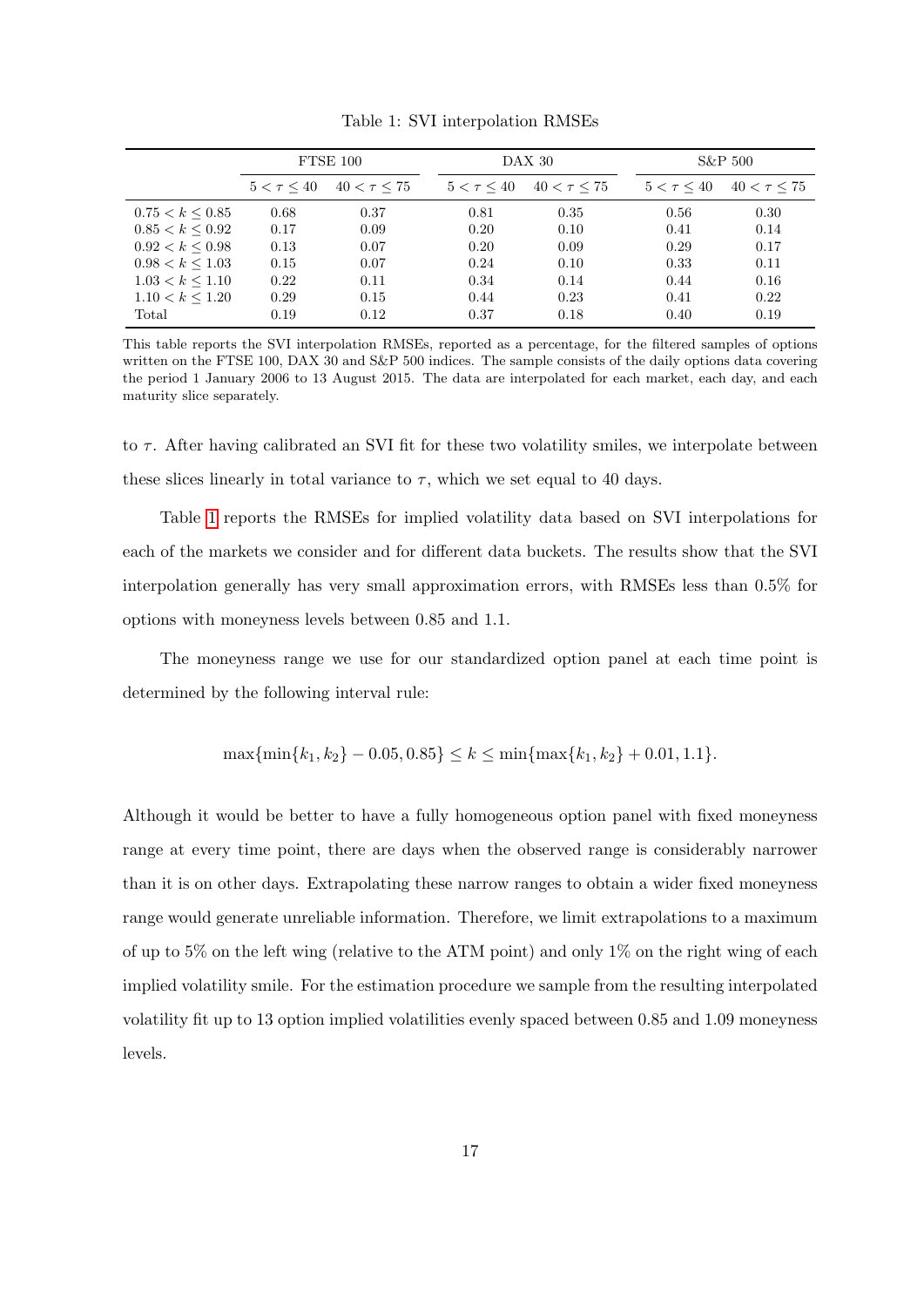Table 1: SVI interpolation RMSEs

| | FTSE 100 | | DAX 30 | | S&P 500 | |
|---|---|---|---|---|---|---|
| | $5 < \tau \leq 40$ | $40 < \tau \leq 75$ | $5 < \tau \leq 40$ | $40 < \tau \leq 75$ | $5 < \tau \leq 40$ | $40 < \tau \leq 75$ |
| $0.75 < k \leq 0.85$ | 0.68 | 0.37 | 0.81 | 0.35 | 0.56 | 0.30 |
| $0.85 < k \leq 0.92$ | 0.17 | 0.09 | 0.20 | 0.10 | 0.41 | 0.14 |
| $0.92 < k \leq 0.98$ | 0.13 | 0.07 | 0.20 | 0.09 | 0.29 | 0.17 |
| $0.98 < k \leq 1.03$ | 0.15 | 0.07 | 0.24 | 0.10 | 0.33 | 0.11 |
| $1.03 < k \leq 1.10$ | 0.22 | 0.11 | 0.34 | 0.14 | 0.44 | 0.16 |
| $1.10 < k \leq 1.20$ | 0.29 | 0.15 | 0.44 | 0.23 | 0.41 | 0.22 |
| Total | 0.19 | 0.12 | 0.37 | 0.18 | 0.40 | 0.19 |

This table reports the SVI interpolation RMSEs, reported as a percentage, for the filtered samples of options written on the FTSE 100, DAX 30 and S&P 500 indices. The sample consists of the daily options data covering the period 1 January 2006 to 13 August 2015. The data are interpolated for each market, each day, and each maturity slice separately.

to $\tau$. After having calibrated an SVI fit for these two volatility smiles, we interpolate between these slices linearly in total variance to $\tau$, which we set equal to 40 days.

Table 1 reports the RMSEs for implied volatility data based on SVI interpolations for each of the markets we consider and for different data buckets. The results show that the SVI interpolation generally has very small approximation errors, with RMSEs less than 0.5% for options with moneyness levels between 0.85 and 1.1.

The moneyness range we use for our standardized option panel at each time point is determined by the following interval rule:

$$\max\{\min\{k_1, k_2\} - 0.05, 0.85\} \leq k \leq \min\{\max\{k_1, k_2\} + 0.01, 1.1\}.$$

Although it would be better to have a fully homogeneous option panel with fixed moneyness range at every time point, there are days when the observed range is considerably narrower than it is on other days. Extrapolating these narrow ranges to obtain a wider fixed moneyness range would generate unreliable information. Therefore, we limit extrapolations to a maximum of up to 5% on the left wing (relative to the ATM point) and only 1% on the right wing of each implied volatility smile. For the estimation procedure we sample from the resulting interpolated volatility fit up to 13 option implied volatilities evenly spaced between 0.85 and 1.09 moneyness levels.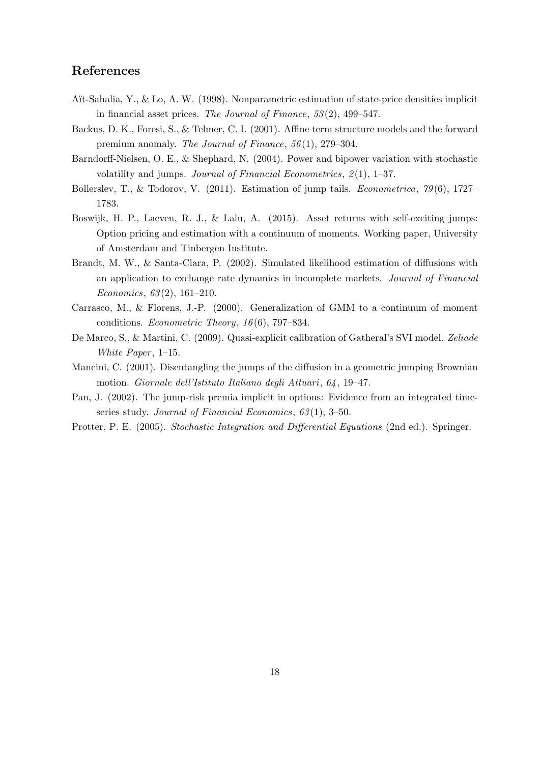## References

Aït-Sahalia, Y., & Lo, A. W. (1998). Nonparametric estimation of state-price densities implicit in financial asset prices. *The Journal of Finance*, *53*(2), 499–547.

Backus, D. K., Foresi, S., & Telmer, C. I. (2001). Affine term structure models and the forward premium anomaly. *The Journal of Finance*, *56*(1), 279–304.

Barndorff-Nielsen, O. E., & Shephard, N. (2004). Power and bipower variation with stochastic volatility and jumps. *Journal of Financial Econometrics*, *2*(1), 1–37.

Bollerslev, T., & Todorov, V. (2011). Estimation of jump tails. *Econometrica*, *79*(6), 1727–1783.

Boswijk, H. P., Laeven, R. J., & Lalu, A. (2015). Asset returns with self-exciting jumps: Option pricing and estimation with a continuum of moments. Working paper, University of Amsterdam and Tinbergen Institute.

Brandt, M. W., & Santa-Clara, P. (2002). Simulated likelihood estimation of diffusions with an application to exchange rate dynamics in incomplete markets. *Journal of Financial Economics*, *63*(2), 161–210.

Carrasco, M., & Florens, J.-P. (2000). Generalization of GMM to a continuum of moment conditions. *Econometric Theory*, *16*(6), 797–834.

De Marco, S., & Martini, C. (2009). Quasi-explicit calibration of Gatheral's SVI model. *Zeliade White Paper*, 1–15.

Mancini, C. (2001). Disentangling the jumps of the diffusion in a geometric jumping Brownian motion. *Giornale dell'Istituto Italiano degli Attuari*, *64*, 19–47.

Pan, J. (2002). The jump-risk premia implicit in options: Evidence from an integrated time-series study. *Journal of Financial Economics*, *63*(1), 3–50.

Protter, P. E. (2005). *Stochastic Integration and Differential Equations* (2nd ed.). Springer.